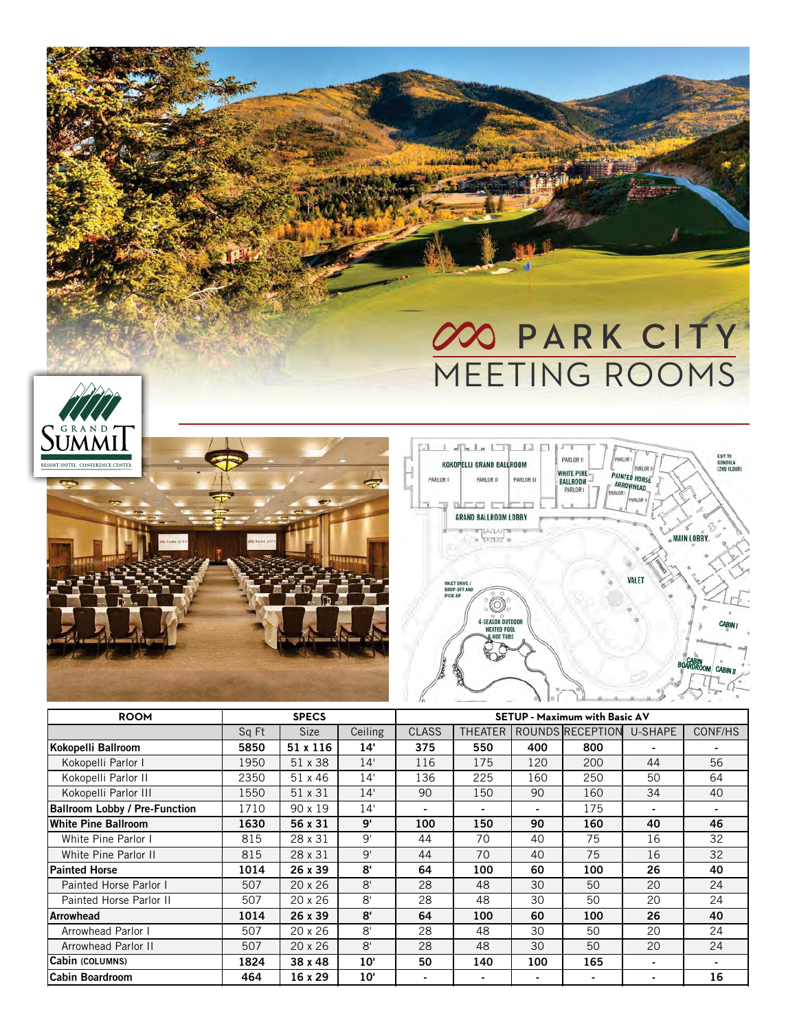# PARK CITY MEETING ROOMS

GRAND SUMMIT RESORT HOTEL CONFERENCE CENTER

| ROOM | SPECS | | | SETUP - Maximum with Basic AV | | | | | |
|---|---|---|---|---|---|---|---|---|---|
| | Sq Ft | Size | Ceiling | CLASS | THEATER | ROUNDS | RECEPTION | U-SHAPE | CONF/HS |
| **Kokopelli Ballroom** | **5850** | **51 x 116** | **14'** | **375** | **550** | **400** | **800** | - | - |
| Kokopelli Parlor I | 1950 | 51 x 38 | 14' | 116 | 175 | 120 | 200 | 44 | 56 |
| Kokopelli Parlor II | 2350 | 51 x 46 | 14' | 136 | 225 | 160 | 250 | 50 | 64 |
| Kokopelli Parlor III | 1550 | 51 x 31 | 14' | 90 | 150 | 90 | 160 | 34 | 40 |
| **Ballroom Lobby / Pre-Function** | 1710 | 90 x 19 | 14' | - | - | - | 175 | - | - |
| **White Pine Ballroom** | **1630** | **56 x 31** | **9'** | **100** | **150** | **90** | **160** | **40** | **46** |
| White Pine Parlor I | 815 | 28 x 31 | 9' | 44 | 70 | 40 | 75 | 16 | 32 |
| White Pine Parlor II | 815 | 28 x 31 | 9' | 44 | 70 | 40 | 75 | 16 | 32 |
| **Painted Horse** | **1014** | **26 x 39** | **8'** | **64** | **100** | **60** | **100** | **26** | **40** |
| Painted Horse Parlor I | 507 | 20 x 26 | 8' | 28 | 48 | 30 | 50 | 20 | 24 |
| Painted Horse Parlor II | 507 | 20 x 26 | 8' | 28 | 48 | 30 | 50 | 20 | 24 |
| **Arrowhead** | **1014** | **26 x 39** | **8'** | **64** | **100** | **60** | **100** | **26** | **40** |
| Arrowhead Parlor I | 507 | 20 x 26 | 8' | 28 | 48 | 30 | 50 | 20 | 24 |
| Arrowhead Parlor II | 507 | 20 x 26 | 8' | 28 | 48 | 30 | 50 | 20 | 24 |
| **Cabin (COLUMNS)** | **1824** | **38 x 48** | **10'** | **50** | **140** | **100** | **165** | - | - |
| **Cabin Boardroom** | **464** | **16 x 29** | **10'** | - | - | - | - | - | **16** |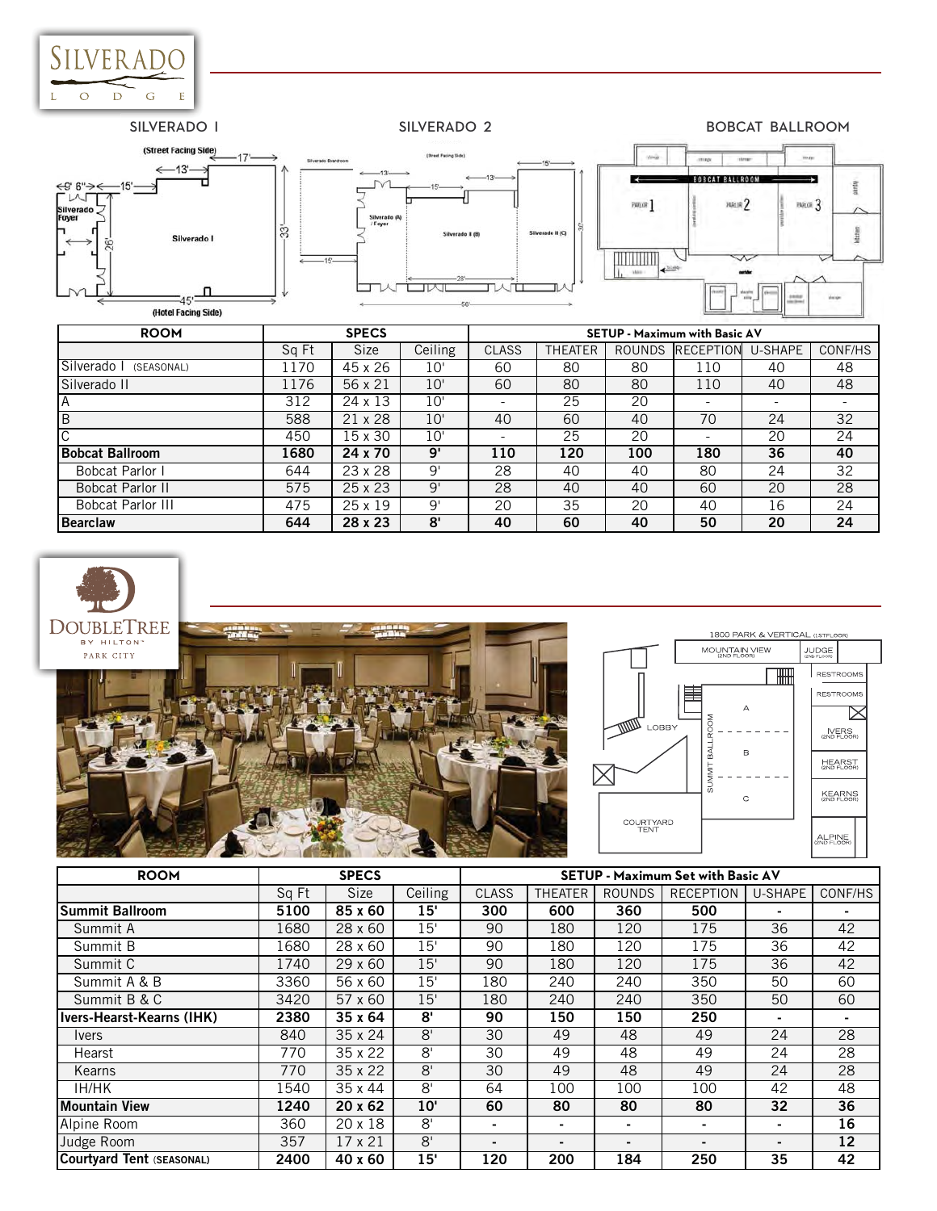# Silverado Lodge

SILVERADO I — SILVERADO 2 — BOBCAT BALLROOM

| ROOM | SPECS | | | SETUP - Maximum with Basic AV | | | | | |
|---|---|---|---|---|---|---|---|---|---|
| | Sq Ft | Size | Ceiling | CLASS | THEATER | ROUNDS | RECEPTION | U-SHAPE | CONF/HS |
| Silverado I (SEASONAL) | 1170 | 45 x 26 | 10' | 60 | 80 | 80 | 110 | 40 | 48 |
| Silverado II | 1176 | 56 x 21 | 10' | 60 | 80 | 80 | 110 | 40 | 48 |
| A | 312 | 24 x 13 | 10' | - | 25 | 20 | - | - | - |
| B | 588 | 21 x 28 | 10' | 40 | 60 | 40 | 70 | 24 | 32 |
| C | 450 | 15 x 30 | 10' | - | 25 | 20 | - | 20 | 24 |
| **Bobcat Ballroom** | **1680** | **24 x 70** | **9'** | **110** | **120** | **100** | **180** | **36** | **40** |
| Bobcat Parlor I | 644 | 23 x 28 | 9' | 28 | 40 | 40 | 80 | 24 | 32 |
| Bobcat Parlor II | 575 | 25 x 23 | 9' | 28 | 40 | 40 | 60 | 20 | 28 |
| Bobcat Parlor III | 475 | 25 x 19 | 9' | 20 | 35 | 20 | 40 | 16 | 24 |
| **Bearclaw** | **644** | **28 x 23** | **8'** | **40** | **60** | **40** | **50** | **20** | **24** |

# DoubleTree by Hilton Park City

| ROOM | SPECS | | | SETUP - Maximum Set with Basic AV | | | | | |
|---|---|---|---|---|---|---|---|---|---|
| | Sq Ft | Size | Ceiling | CLASS | THEATER | ROUNDS | RECEPTION | U-SHAPE | CONF/HS |
| **Summit Ballroom** | **5100** | **85 x 60** | **15'** | **300** | **600** | **360** | **500** | **-** | **-** |
| Summit A | 1680 | 28 x 60 | 15' | 90 | 180 | 120 | 175 | 36 | 42 |
| Summit B | 1680 | 28 x 60 | 15' | 90 | 180 | 120 | 175 | 36 | 42 |
| Summit C | 1740 | 29 x 60 | 15' | 90 | 180 | 120 | 175 | 36 | 42 |
| Summit A & B | 3360 | 56 x 60 | 15' | 180 | 240 | 240 | 350 | 50 | 60 |
| Summit B & C | 3420 | 57 x 60 | 15' | 180 | 240 | 240 | 350 | 50 | 60 |
| **Ivers-Hearst-Kearns (IHK)** | **2380** | **35 x 64** | **8'** | **90** | **150** | **150** | **250** | **-** | **-** |
| Ivers | 840 | 35 x 24 | 8' | 30 | 49 | 48 | 49 | 24 | 28 |
| Hearst | 770 | 35 x 22 | 8' | 30 | 49 | 48 | 49 | 24 | 28 |
| Kearns | 770 | 35 x 22 | 8' | 30 | 49 | 48 | 49 | 24 | 28 |
| IH/HK | 1540 | 35 x 44 | 8' | 64 | 100 | 100 | 100 | 42 | 48 |
| **Mountain View** | **1240** | **20 x 62** | **10'** | **60** | **80** | **80** | **80** | **32** | **36** |
| Alpine Room | 360 | 20 x 18 | 8' | - | - | - | - | - | **16** |
| Judge Room | 357 | 17 x 21 | 8' | - | - | - | - | - | **12** |
| **Courtyard Tent (SEASONAL)** | **2400** | **40 x 60** | **15'** | **120** | **200** | **184** | **250** | **35** | **42** |